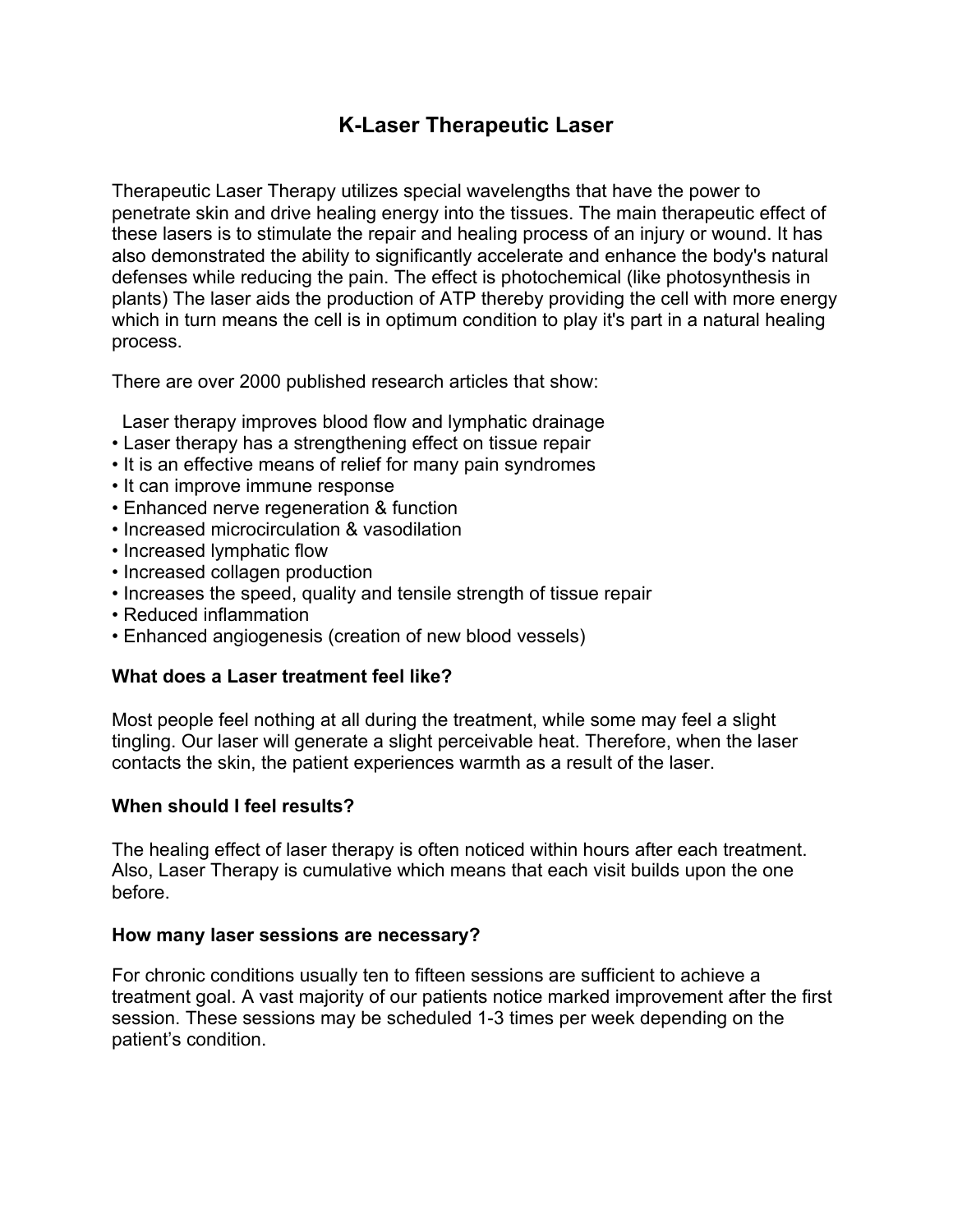# K-Laser Therapeutic Laser

Therapeutic Laser Therapy utilizes special wavelengths that have the power to penetrate skin and drive healing energy into the tissues. The main therapeutic effect of these lasers is to stimulate the repair and healing process of an injury or wound. It has also demonstrated the ability to significantly accelerate and enhance the body's natural defenses while reducing the pain. The effect is photochemical (like photosynthesis in plants) The laser aids the production of ATP thereby providing the cell with more energy which in turn means the cell is in optimum condition to play it's part in a natural healing process.

There are over 2000 published research articles that show:

- Laser therapy improves blood flow and lymphatic drainage
- Laser therapy has a strengthening effect on tissue repair
- It is an effective means of relief for many pain syndromes
- It can improve immune response
- Enhanced nerve regeneration & function
- Increased microcirculation & vasodilation
- Increased lymphatic flow
- Increased collagen production
- Increases the speed, quality and tensile strength of tissue repair
- Reduced inflammation
- Enhanced angiogenesis (creation of new blood vessels)

**What does a Laser treatment feel like?**

Most people feel nothing at all during the treatment, while some may feel a slight tingling. Our laser will generate a slight perceivable heat. Therefore, when the laser contacts the skin, the patient experiences warmth as a result of the laser.

**When should I feel results?**

The healing effect of laser therapy is often noticed within hours after each treatment. Also, Laser Therapy is cumulative which means that each visit builds upon the one before.

**How many laser sessions are necessary?**

For chronic conditions usually ten to fifteen sessions are sufficient to achieve a treatment goal. A vast majority of our patients notice marked improvement after the first session. These sessions may be scheduled 1-3 times per week depending on the patient's condition.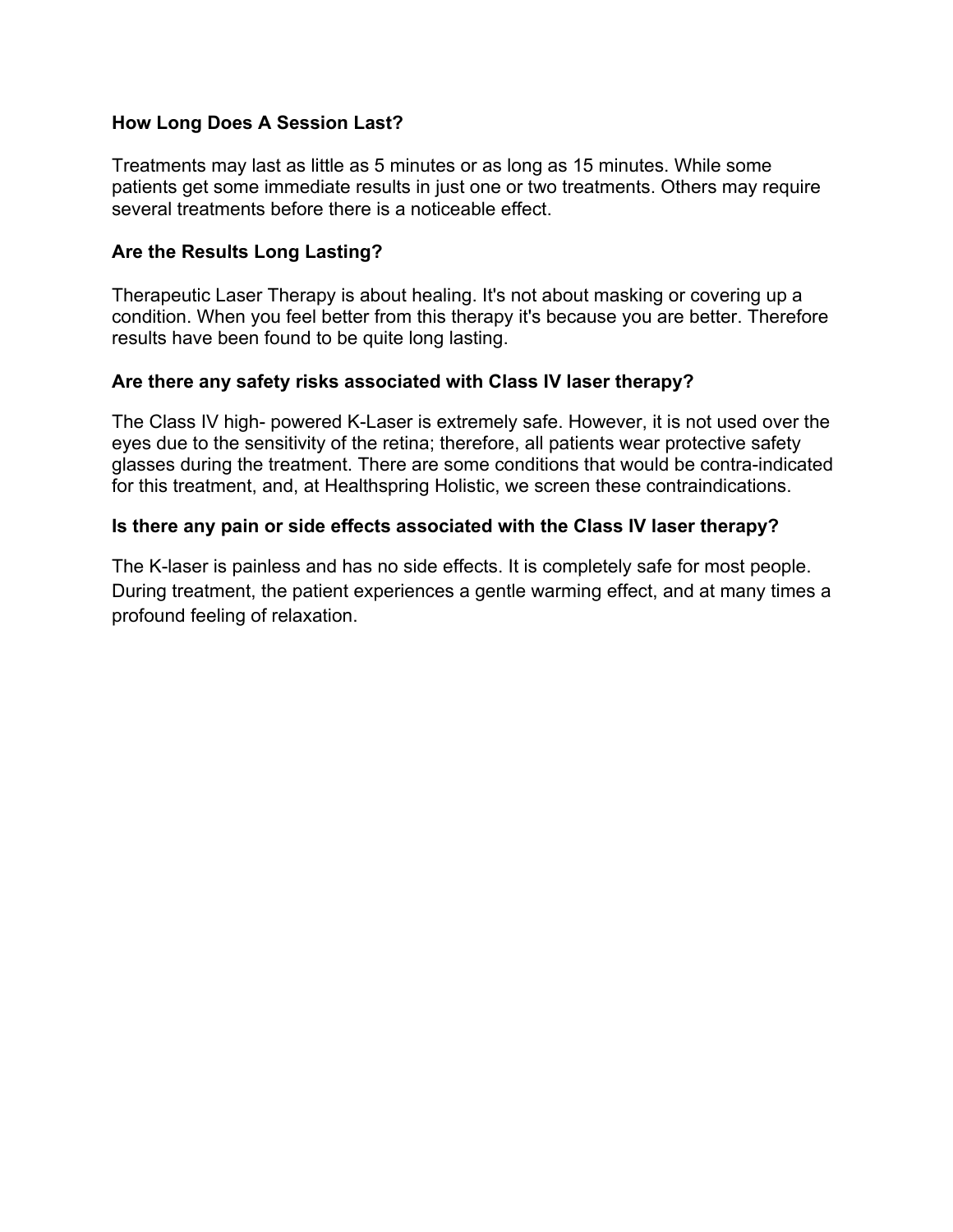### How Long Does A Session Last?

Treatments may last as little as 5 minutes or as long as 15 minutes. While some patients get some immediate results in just one or two treatments. Others may require several treatments before there is a noticeable effect.

### Are the Results Long Lasting?

Therapeutic Laser Therapy is about healing. It's not about masking or covering up a condition. When you feel better from this therapy it's because you are better. Therefore results have been found to be quite long lasting.

### Are there any safety risks associated with Class IV laser therapy?

The Class IV high- powered K-Laser is extremely safe. However, it is not used over the eyes due to the sensitivity of the retina; therefore, all patients wear protective safety glasses during the treatment. There are some conditions that would be contra-indicated for this treatment, and, at Healthspring Holistic, we screen these contraindications.

### Is there any pain or side effects associated with the Class IV laser therapy?

The K-laser is painless and has no side effects. It is completely safe for most people. During treatment, the patient experiences a gentle warming effect, and at many times a profound feeling of relaxation.